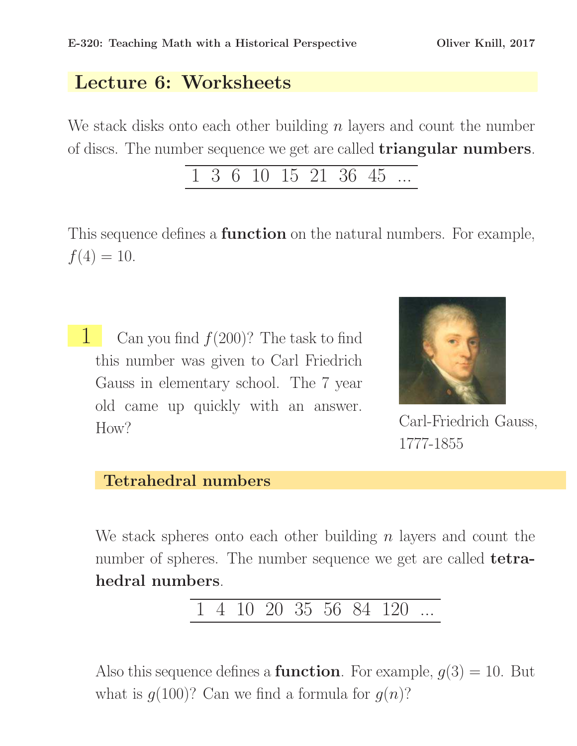## Lecture 6: Worksheets

We stack disks onto each other building $n$ layers and count the number of discs. The number sequence we get are called **triangular numbers**.

| 1 | 3 | 6 | 10 | 15 | 21 | 36 | 45 | ... |
|---|---|---|---|---|---|---|---|---|

This sequence defines a **function** on the natural numbers. For example, $f(4) = 10$.

**1** Can you find $f(200)$? The task to find this number was given to Carl Friedrich Gauss in elementary school. The 7 year old came up quickly with an answer. How?

Carl-Friedrich Gauss, 1777-1855

### Tetrahedral numbers

We stack spheres onto each other building $n$ layers and count the number of spheres. The number sequence we get are called **tetrahedral numbers**.

| 1 | 4 | 10 | 20 | 35 | 56 | 84 | 120 | ... |
|---|---|---|---|---|---|---|---|---|

Also this sequence defines a **function**. For example, $g(3) = 10$. But what is $g(100)$? Can we find a formula for $g(n)$?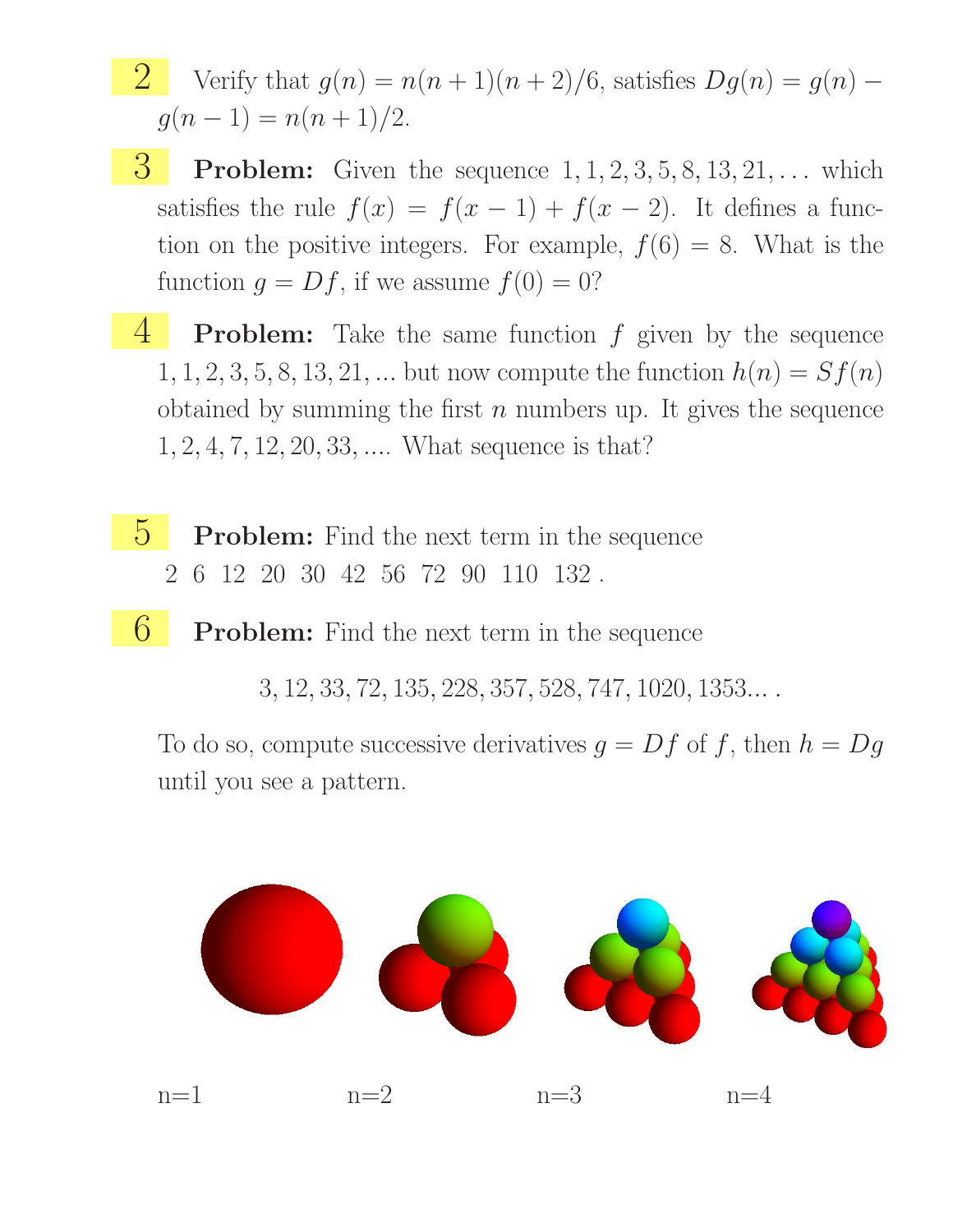**2** Verify that $g(n) = n(n+1)(n+2)/6$, satisfies $Dg(n) = g(n) - g(n-1) = n(n+1)/2$.

**3** **Problem:** Given the sequence $1, 1, 2, 3, 5, 8, 13, 21, \dots$ which satisfies the rule $f(x) = f(x-1) + f(x-2)$. It defines a function on the positive integers. For example, $f(6) = 8$. What is the function $g = Df$, if we assume $f(0) = 0$?

**4** **Problem:** Take the same function $f$ given by the sequence $1, 1, 2, 3, 5, 8, 13, 21, ...$ but now compute the function $h(n) = Sf(n)$ obtained by summing the first $n$ numbers up. It gives the sequence $1, 2, 4, 7, 12, 20, 33, ....$ What sequence is that?

**5** **Problem:** Find the next term in the sequence
2 6 12 20 30 42 56 72 90 110 132 .

**6** **Problem:** Find the next term in the sequence

$$3, 12, 33, 72, 135, 228, 357, 528, 747, 1020, 1353\dots .$$

To do so, compute successive derivatives $g = Df$ of $f$, then $h = Dg$ until you see a pattern.

n=1 n=2 n=3 n=4